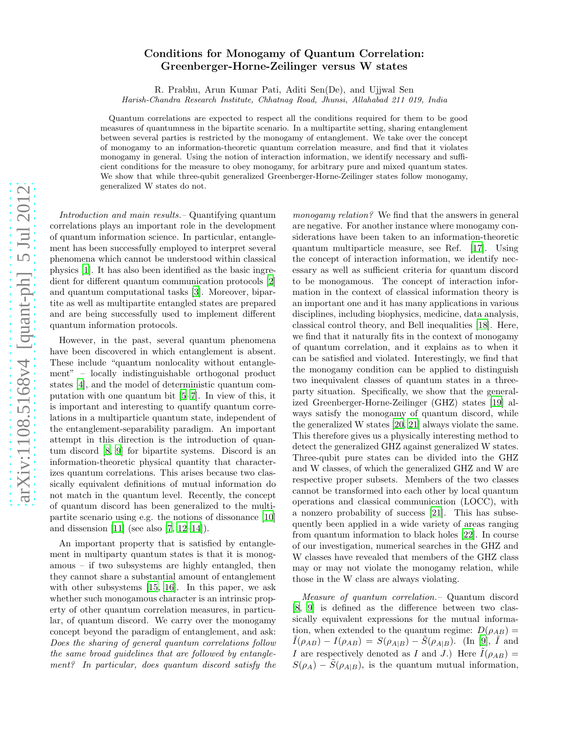# Conditions for Monogamy of Quantum Correlation: Greenberger-Horne-Zeilinger versus W states

R. Prabhu, Arun Kumar Pati, Aditi Sen(De), and Ujjwal Sen

*Harish-Chandra Research Institute, Chhatnag Road, Jhunsi, Allahabad 211 019, India*

Quantum correlations are expected to respect all the conditions required for them to be good measures of quantumness in the bipartite scenario. In a multipartite setting, sharing entanglement between several parties is restricted by the monogamy of entanglement. We take over the concept of monogamy to an information-theoretic quantum correlation measure, and find that it violates monogamy in general. Using the notion of interaction information, we identify necessary and sufficient conditions for the measure to obey monogamy, for arbitrary pure and mixed quantum states. We show that while three-qubit generalized Greenberger-Horne-Zeilinger states follow monogamy, generalized W states do not.

*Introduction and main results.*– Quantifying quantum correlations plays an important role in the development of quantum information science. In particular, entanglement has been successfully employed to interpret several phenomena which cannot be understood within classical physics [1]. It has also been identified as the basic ingredient for different quantum communication protocols [2] and quantum computational tasks [3]. Moreover, bipartite as well as multipartite entangled states are prepared and are being successfully used to implement different quantum information protocols.

However, in the past, several quantum phenomena have been discovered in which entanglement is absent. These include "quantum nonlocality without entanglement" – locally indistinguishable orthogonal product states [4], and the model of deterministic quantum computation with one quantum bit [5–7]. In view of this, it is important and interesting to quantify quantum correlations in a multiparticle quantum state, independent of the entanglement-separability paradigm. An important attempt in this direction is the introduction of quantum discord [8, 9] for bipartite systems. Discord is an information-theoretic physical quantity that characterizes quantum correlations. This arises because two classically equivalent definitions of mutual information do not match in the quantum level. Recently, the concept of quantum discord has been generalized to the multipartite scenario using e.g. the notions of dissonance [10] and dissension [11] (see also [7, 12–14]).

An important property that is satisfied by entanglement in multiparty quantum states is that it is monogamous – if two subsystems are highly entangled, then they cannot share a substantial amount of entanglement with other subsystems [15, 16]. In this paper, we ask whether such monogamous character is an intrinsic property of other quantum correlation measures, in particular, of quantum discord. We carry over the monogamy concept beyond the paradigm of entanglement, and ask: *Does the sharing of general quantum correlations follow the same broad guidelines that are followed by entanglement? In particular, does quantum discord satisfy the monogamy relation?* We find that the answers in general are negative. For another instance where monogamy considerations have been taken to an information-theoretic quantum multiparticle measure, see Ref. [17]. Using the concept of interaction information, we identify necessary as well as sufficient criteria for quantum discord to be monogamous. The concept of interaction information in the context of classical information theory is an important one and it has many applications in various disciplines, including biophysics, medicine, data analysis, classical control theory, and Bell inequalities [18]. Here, we find that it naturally fits in the context of monogamy of quantum correlation, and it explains as to when it can be satisfied and violated. Interestingly, we find that the monogamy condition can be applied to distinguish two inequivalent classes of quantum states in a three-party situation. Specifically, we show that the generalized Greenberger-Horne-Zeilinger (GHZ) states [19] always satisfy the monogamy of quantum discord, while the generalized W states [20, 21] always violate the same. This therefore gives us a physically interesting method to detect the generalized GHZ against generalized W states. Three-qubit pure states can be divided into the GHZ and W classes, of which the generalized GHZ and W are respective proper subsets. Members of the two classes cannot be transformed into each other by local quantum operations and classical communication (LOCC), with a nonzero probability of success [21]. This has subsequently been applied in a wide variety of areas ranging from quantum information to black holes [22]. In course of our investigation, numerical searches in the GHZ and W classes have revealed that members of the GHZ class may or may not violate the monogamy relation, while those in the W class are always violating.

*Measure of quantum correlation.*– Quantum discord [8, 9] is defined as the difference between two classically equivalent expressions for the mutual information, when extended to the quantum regime: $D(\rho_{AB}) = \tilde{I}(\rho_{AB}) - I(\rho_{AB}) = S(\rho_{A|B}) - \tilde{S}(\rho_{A|B})$. (In [9], $\tilde{I}$ and $I$ are respectively denoted as $I$ and $J$.) Here $\tilde{I}(\rho_{AB}) = S(\rho_A) - \tilde{S}(\rho_{A|B})$, is the quantum mutual information,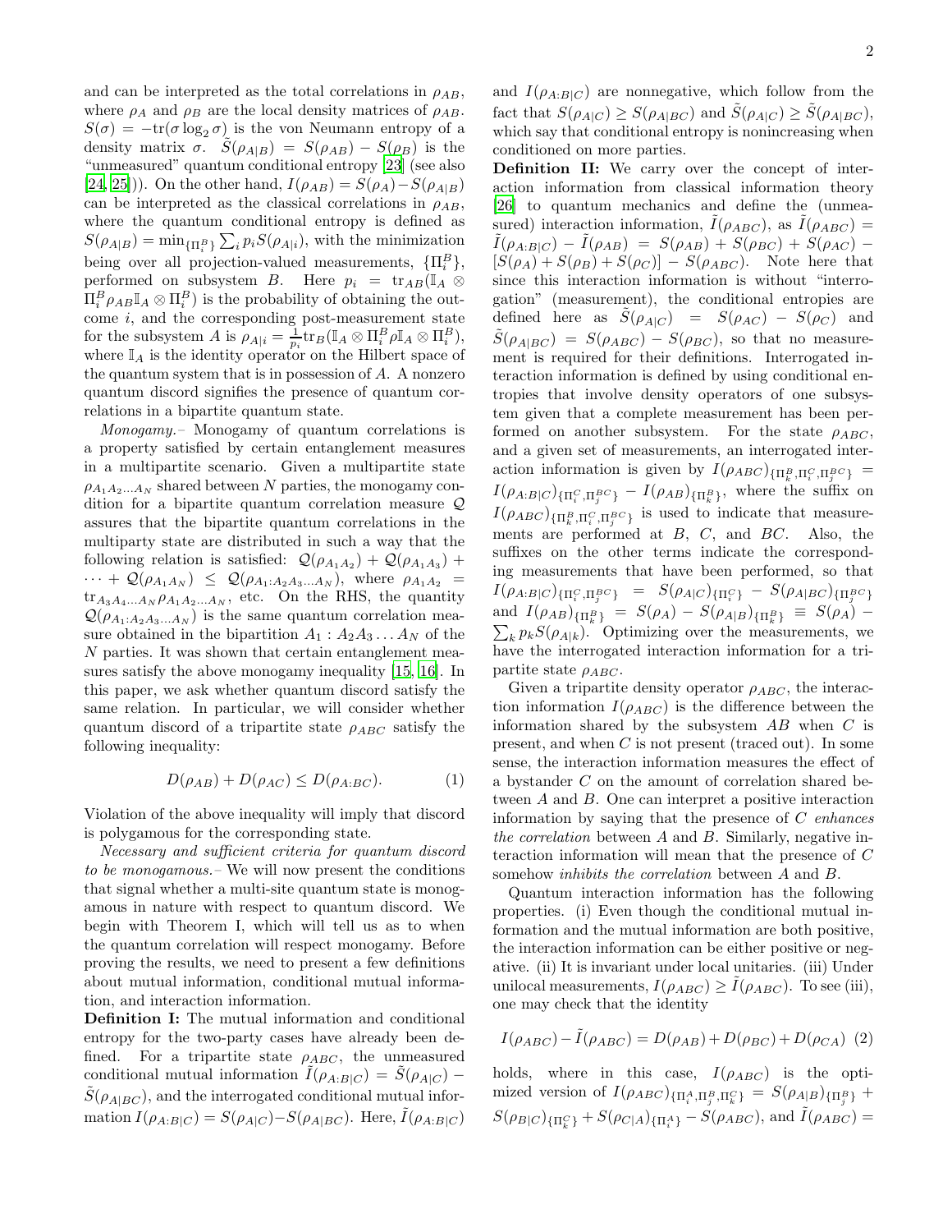and can be interpreted as the total correlations in $\rho_{AB}$, where $\rho_A$ and $\rho_B$ are the local density matrices of $\rho_{AB}$. $S(\sigma) = -\text{tr}(\sigma \log_2 \sigma)$ is the von Neumann entropy of a density matrix $\sigma$. $\tilde{S}(\rho_{A|B}) = S(\rho_{AB}) - S(\rho_B)$ is the "unmeasured" quantum conditional entropy [23] (see also [24, 25])). On the other hand, $I(\rho_{AB}) = S(\rho_A) - S(\rho_{A|B})$ can be interpreted as the classical correlations in $\rho_{AB}$, where the quantum conditional entropy is defined as $S(\rho_{A|B}) = \min_{\{\Pi_i^B\}} \sum_i p_i S(\rho_{A|i})$, with the minimization being over all projection-valued measurements, $\{\Pi_i^B\}$, performed on subsystem $B$. Here $p_i = \text{tr}_{AB}(\mathbb{I}_A \otimes \Pi_i^B \rho_{AB} \mathbb{I}_A \otimes \Pi_i^B)$ is the probability of obtaining the outcome $i$, and the corresponding post-measurement state for the subsystem $A$ is $\rho_{A|i} = \frac{1}{p_i}\text{tr}_B(\mathbb{I}_A \otimes \Pi_i^B \rho \mathbb{I}_A \otimes \Pi_i^B)$, where $\mathbb{I}_A$ is the identity operator on the Hilbert space of the quantum system that is in possession of $A$. A nonzero quantum discord signifies the presence of quantum correlations in a bipartite quantum state.

*Monogamy.–* Monogamy of quantum correlations is a property satisfied by certain entanglement measures in a multipartite scenario. Given a multipartite state $\rho_{A_1A_2\ldots A_N}$ shared between $N$ parties, the monogamy condition for a bipartite quantum correlation measure $\mathcal{Q}$ assures that the bipartite quantum correlations in the multiparty state are distributed in such a way that the following relation is satisfied: $\mathcal{Q}(\rho_{A_1A_2}) + \mathcal{Q}(\rho_{A_1A_3}) + \cdots + \mathcal{Q}(\rho_{A_1A_N}) \leq \mathcal{Q}(\rho_{A_1:A_2A_3\ldots A_N})$, where $\rho_{A_1A_2} = \text{tr}_{A_3A_4\ldots A_N}\rho_{A_1A_2\ldots A_N}$, etc. On the RHS, the quantity $\mathcal{Q}(\rho_{A_1:A_2A_3\ldots A_N})$ is the same quantum correlation measure obtained in the bipartition $A_1 : A_2A_3 \ldots A_N$ of the $N$ parties. It was shown that certain entanglement measures satisfy the above monogamy inequality [15, 16]. In this paper, we ask whether quantum discord satisfy the same relation. In particular, we will consider whether quantum discord of a tripartite state $\rho_{ABC}$ satisfy the following inequality:

$$D(\rho_{AB}) + D(\rho_{AC}) \leq D(\rho_{A:BC}). \tag{1}$$

Violation of the above inequality will imply that discord is polygamous for the corresponding state.

*Necessary and sufficient criteria for quantum discord to be monogamous.–* We will now present the conditions that signal whether a multi-site quantum state is monogamous in nature with respect to quantum discord. We begin with Theorem I, which will tell us as to when the quantum correlation will respect monogamy. Before proving the results, we need to present a few definitions about mutual information, conditional mutual information, and interaction information.

**Definition I:** The mutual information and conditional entropy for the two-party cases have already been defined. For a tripartite state $\rho_{ABC}$, the unmeasured conditional mutual information $\tilde{I}(\rho_{A:B|C}) = \tilde{S}(\rho_{A|C}) - \tilde{S}(\rho_{A|BC})$, and the interrogated conditional mutual information $I(\rho_{A:B|C}) = S(\rho_{A|C}) - S(\rho_{A|BC})$. Here, $\tilde{I}(\rho_{A:B|C})$ and $I(\rho_{A:B|C})$ are nonnegative, which follow from the fact that $S(\rho_{A|C}) \geq S(\rho_{A|BC})$ and $\tilde{S}(\rho_{A|C}) \geq \tilde{S}(\rho_{A|BC})$, which say that conditional entropy is nonincreasing when conditioned on more parties.

**Definition II:** We carry over the concept of interaction information from classical information theory [26] to quantum mechanics and define the (unmeasured) interaction information, $\tilde{I}(\rho_{ABC})$, as $\tilde{I}(\rho_{ABC}) = \tilde{I}(\rho_{A:B|C}) - \tilde{I}(\rho_{AB}) = S(\rho_{AB}) + S(\rho_{BC}) + S(\rho_{AC}) - [S(\rho_A) + S(\rho_B) + S(\rho_C)] - S(\rho_{ABC})$. Note here that since this interaction information is without "interrogation" (measurement), the conditional entropies are defined here as $\tilde{S}(\rho_{A|C}) = S(\rho_{AC}) - S(\rho_C)$ and $\tilde{S}(\rho_{A|BC}) = S(\rho_{ABC}) - S(\rho_{BC})$, so that no measurement is required for their definitions. Interrogated interaction information is defined by using conditional entropies that involve density operators of one subsystem given that a complete measurement has been performed on another subsystem. For the state $\rho_{ABC}$, and a given set of measurements, an interrogated interaction information is given by $I(\rho_{ABC})_{\{\Pi_k^B, \Pi_i^C, \Pi_j^{BC}\}} = I(\rho_{A:B|C})_{\{\Pi_i^C, \Pi_j^{BC}\}} - I(\rho_{AB})_{\{\Pi_k^B\}}$, where the suffix on $I(\rho_{ABC})_{\{\Pi_k^B, \Pi_i^C, \Pi_j^{BC}\}}$ is used to indicate that measurements are performed at $B$, $C$, and $BC$. Also, the suffixes on the other terms indicate the corresponding measurements that have been performed, so that $I(\rho_{A:B|C})_{\{\Pi_i^C, \Pi_j^{BC}\}} = S(\rho_{A|C})_{\{\Pi_i^C\}} - S(\rho_{A|BC})_{\{\Pi_j^{BC}\}}$ and $I(\rho_{AB})_{\{\Pi_k^B\}} = S(\rho_A) - S(\rho_{A|B})_{\{\Pi_k^B\}} \equiv S(\rho_A) - \sum_k p_k S(\rho_{A|k})$. Optimizing over the measurements, we have the interrogated interaction information for a tripartite state $\rho_{ABC}$.

Given a tripartite density operator $\rho_{ABC}$, the interaction information $I(\rho_{ABC})$ is the difference between the information shared by the subsystem $AB$ when $C$ is present, and when $C$ is not present (traced out). In some sense, the interaction information measures the effect of a bystander $C$ on the amount of correlation shared between $A$ and $B$. One can interpret a positive interaction information by saying that the presence of $C$ *enhances the correlation* between $A$ and $B$. Similarly, negative interaction information will mean that the presence of $C$ somehow *inhibits the correlation* between $A$ and $B$.

Quantum interaction information has the following properties. (i) Even though the conditional mutual information and the mutual information are both positive, the interaction information can be either positive or negative. (ii) It is invariant under local unitaries. (iii) Under unilocal measurements, $I(\rho_{ABC}) \geq \tilde{I}(\rho_{ABC})$. To see (iii), one may check that the identity

$$I(\rho_{ABC}) - \tilde{I}(\rho_{ABC}) = D(\rho_{AB}) + D(\rho_{BC}) + D(\rho_{CA}) \tag{2}$$

holds, where in this case, $I(\rho_{ABC})$ is the optimized version of $I(\rho_{ABC})_{\{\Pi_i^A, \Pi_j^B, \Pi_k^C\}} = S(\rho_{A|B})_{\{\Pi_j^B\}} + S(\rho_{B|C})_{\{\Pi_k^C\}} + S(\rho_{C|A})_{\{\Pi_i^A\}} - S(\rho_{ABC})$, and $\tilde{I}(\rho_{ABC}) =$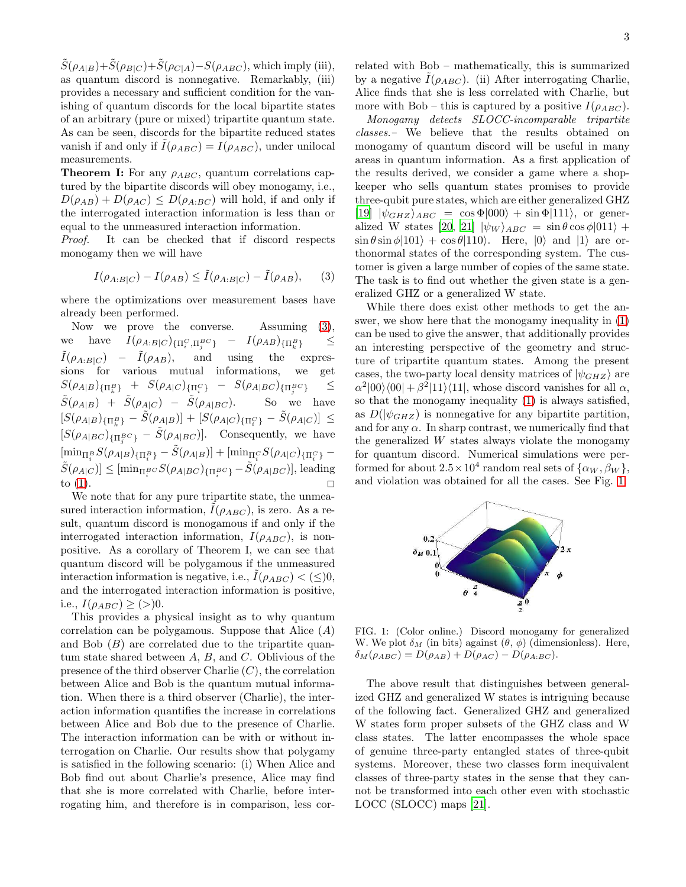$\tilde{S}(\rho_{A|B})+\tilde{S}(\rho_{B|C})+\tilde{S}(\rho_{C|A})-S(\rho_{ABC})$, which imply (iii), as quantum discord is nonnegative. Remarkably, (iii) provides a necessary and sufficient condition for the vanishing of quantum discords for the local bipartite states of an arbitrary (pure or mixed) tripartite quantum state. As can be seen, discords for the bipartite reduced states vanish if and only if $\tilde{I}(\rho_{ABC}) = I(\rho_{ABC})$, under unilocal measurements.

**Theorem I:** For any $\rho_{ABC}$, quantum correlations captured by the bipartite discords will obey monogamy, i.e., $D(\rho_{AB}) + D(\rho_{AC}) \leq D(\rho_{A:BC})$ will hold, if and only if the interrogated interaction information is less than or equal to the unmeasured interaction information.

*Proof.* It can be checked that if discord respects monogamy then we will have

$$I(\rho_{A:B|C}) - I(\rho_{AB}) \leq \tilde{I}(\rho_{A:B|C}) - \tilde{I}(\rho_{AB}), \quad (3)$$

where the optimizations over measurement bases have already been performed.

Now we prove the converse. Assuming (3), we have $I(\rho_{A:B|C})_{\{\Pi_i^C,\Pi_j^{BC}\}} - I(\rho_{AB})_{\{\Pi_k^B\}} \leq \tilde{I}(\rho_{A:B|C}) - \tilde{I}(\rho_{AB})$, and using the expressions for various mutual informations, we get $S(\rho_{A|B})_{\{\Pi_k^B\}} + S(\rho_{A|C})_{\{\Pi_i^C\}} - S(\rho_{A|BC})_{\{\Pi_j^{BC}\}} \leq \tilde{S}(\rho_{A|B}) + \tilde{S}(\rho_{A|C}) - \tilde{S}(\rho_{A|BC})$. So we have $[S(\rho_{A|B})_{\{\Pi_k^B\}} - \tilde{S}(\rho_{A|B})] + [S(\rho_{A|C})_{\{\Pi_i^C\}} - \tilde{S}(\rho_{A|C})] \leq [S(\rho_{A|BC})_{\{\Pi_j^{BC}\}} - \tilde{S}(\rho_{A|BC})]$. Consequently, we have $[\min_{\Pi_i^B} S(\rho_{A|B})_{\{\Pi_i^B\}} - \tilde{S}(\rho_{A|B})] + [\min_{\Pi_i^C} S(\rho_{A|C})_{\{\Pi_i^C\}} - \tilde{S}(\rho_{A|C})] \leq [\min_{\Pi_i^{BC}} S(\rho_{A|BC})_{\{\Pi_i^{BC}\}} - \tilde{S}(\rho_{A|BC})]$, leading to (1). $\square$

We note that for any pure tripartite state, the unmeasured interaction information, $\tilde{I}(\rho_{ABC})$, is zero. As a result, quantum discord is monogamous if and only if the interrogated interaction information, $I(\rho_{ABC})$, is nonpositive. As a corollary of Theorem I, we can see that quantum discord will be polygamous if the unmeasured interaction information is negative, i.e., $\tilde{I}(\rho_{ABC}) < (\leq) 0$, and the interrogated interaction information is positive, i.e., $I(\rho_{ABC}) \geq (>) 0$.

This provides a physical insight as to why quantum correlation can be polygamous. Suppose that Alice ($A$) and Bob ($B$) are correlated due to the tripartite quantum state shared between $A$, $B$, and $C$. Oblivious of the presence of the third observer Charlie ($C$), the correlation between Alice and Bob is the quantum mutual information. When there is a third observer (Charlie), the interaction information quantifies the increase in correlations between Alice and Bob due to the presence of Charlie. The interaction information can be with or without interrogation on Charlie. Our results show that polygamy is satisfied in the following scenario: (i) When Alice and Bob find out about Charlie's presence, Alice may find that she is more correlated with Charlie, before interrogating him, and therefore is in comparison, less correlated with Bob – mathematically, this is summarized by a negative $\tilde{I}(\rho_{ABC})$. (ii) After interrogating Charlie, Alice finds that she is less correlated with Charlie, but more with Bob – this is captured by a positive $I(\rho_{ABC})$.

*Monogamy detects SLOCC-incomparable tripartite classes.*– We believe that the results obtained on monogamy of quantum discord will be useful in many areas in quantum information. As a first application of the results derived, we consider a game where a shopkeeper who sells quantum states promises to provide three-qubit pure states, which are either generalized GHZ [19] $|\psi_{GHZ}\rangle_{ABC} = \cos\Phi|000\rangle + \sin\Phi|111\rangle$, or generalized W states [20, 21] $|\psi_W\rangle_{ABC} = \sin\theta\cos\phi|011\rangle + \sin\theta\sin\phi|101\rangle + \cos\theta|110\rangle$. Here, $|0\rangle$ and $|1\rangle$ are orthonormal states of the corresponding system. The customer is given a large number of copies of the same state. The task is to find out whether the given state is a generalized GHZ or a generalized W state.

While there does exist other methods to get the answer, we show here that the monogamy inequality in (1) can be used to give the answer, that additionally provides an interesting perspective of the geometry and structure of tripartite quantum states. Among the present cases, the two-party local density matrices of $|\psi_{GHZ}\rangle$ are $\alpha^2|00\rangle\langle 00| + \beta^2|11\rangle\langle 11|$, whose discord vanishes for all $\alpha$, so that the monogamy inequality (1) is always satisfied, as $D(|\psi_{GHZ}\rangle)$ is nonnegative for any bipartite partition, and for any $\alpha$. In sharp contrast, we numerically find that the generalized $W$ states always violate the monogamy for quantum discord. Numerical simulations were performed for about $2.5 \times 10^4$ random real sets of $\{\alpha_W, \beta_W\}$, and violation was obtained for all the cases. See Fig. 1.

FIG. 1: (Color online.) Discord monogamy for generalized W. We plot $\delta_M$ (in bits) against $(\theta, \phi)$ (dimensionless). Here, $\delta_M(\rho_{ABC}) = D(\rho_{AB}) + D(\rho_{AC}) - D(\rho_{A:BC})$.

The above result that distinguishes between generalized GHZ and generalized W states is intriguing because of the following fact. Generalized GHZ and generalized W states form proper subsets of the GHZ class and W class states. The latter encompasses the whole space of genuine three-party entangled states of three-qubit systems. Moreover, these two classes form inequivalent classes of three-party states in the sense that they cannot be transformed into each other even with stochastic LOCC (SLOCC) maps [21].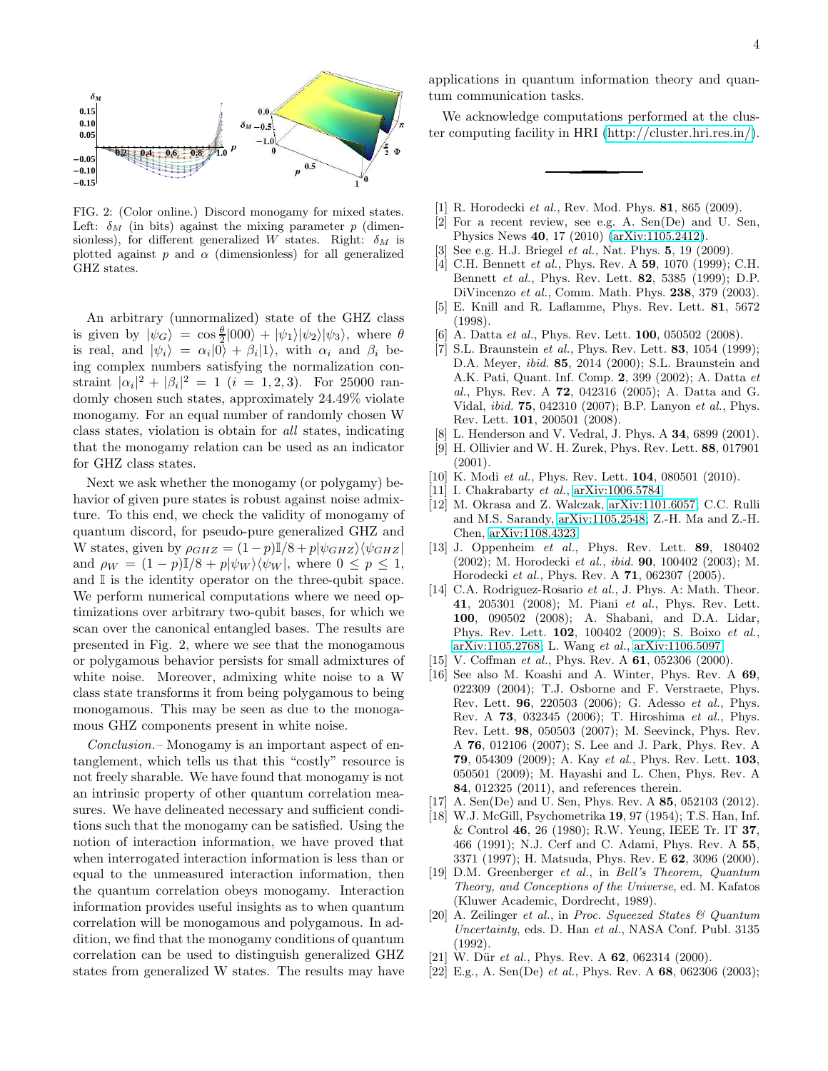FIG. 2: (Color online.) Discord monogamy for mixed states. Left: $\delta_M$ (in bits) against the mixing parameter $p$ (dimensionless), for different generalized $W$ states. Right: $\delta_M$ is plotted against $p$ and $\alpha$ (dimensionless) for all generalized GHZ states.

An arbitrary (unnormalized) state of the GHZ class is given by $|\psi_G\rangle = \cos\frac{\theta}{2}|000\rangle + |\psi_1\rangle|\psi_2\rangle|\psi_3\rangle$, where $\theta$ is real, and $|\psi_i\rangle = \alpha_i|0\rangle + \beta_i|1\rangle$, with $\alpha_i$ and $\beta_i$ being complex numbers satisfying the normalization constraint $|\alpha_i|^2 + |\beta_i|^2 = 1$ $(i = 1, 2, 3)$. For 25000 randomly chosen such states, approximately 24.49% violate monogamy. For an equal number of randomly chosen W class states, violation is obtain for *all* states, indicating that the monogamy relation can be used as an indicator for GHZ class states.

Next we ask whether the monogamy (or polygamy) behavior of given pure states is robust against noise admixture. To this end, we check the validity of monogamy of quantum discord, for pseudo-pure generalized GHZ and W states, given by $\rho_{GHZ} = (1-p)\mathbb{I}/8 + p|\psi_{GHZ}\rangle\langle\psi_{GHZ}|$ and $\rho_W = (1-p)\mathbb{I}/8 + p|\psi_W\rangle\langle\psi_W|$, where $0 \leq p \leq 1$, and $\mathbb{I}$ is the identity operator on the three-qubit space. We perform numerical computations where we need optimizations over arbitrary two-qubit bases, for which we scan over the canonical entangled bases. The results are presented in Fig. 2, where we see that the monogamous or polygamous behavior persists for small admixtures of white noise. Moreover, admixing white noise to a W class state transforms it from being polygamous to being monogamous. This may be seen as due to the monogamous GHZ components present in white noise.

*Conclusion.*– Monogamy is an important aspect of entanglement, which tells us that this "costly" resource is not freely sharable. We have found that monogamy is not an intrinsic property of other quantum correlation measures. We have delineated necessary and sufficient conditions such that the monogamy can be satisfied. Using the notion of interaction information, we have proved that when interrogated interaction information is less than or equal to the unmeasured interaction information, then the quantum correlation obeys monogamy. Interaction information provides useful insights as to when quantum correlation will be monogamous and polygamous. In addition, we find that the monogamy conditions of quantum correlation can be used to distinguish generalized GHZ states from generalized W states. The results may have applications in quantum information theory and quantum communication tasks.

We acknowledge computations performed at the cluster computing facility in HRI (http://cluster.hri.res.in/).

---

[1] R. Horodecki *et al.*, Rev. Mod. Phys. **81**, 865 (2009).
[2] For a recent review, see e.g. A. Sen(De) and U. Sen, Physics News **40**, 17 (2010) (arXiv:1105.2412).
[3] See e.g. H.J. Briegel *et al.*, Nat. Phys. **5**, 19 (2009).
[4] C.H. Bennett *et al.*, Phys. Rev. A **59**, 1070 (1999); C.H. Bennett *et al.*, Phys. Rev. Lett. **82**, 5385 (1999); D.P. DiVincenzo *et al.*, Comm. Math. Phys. **238**, 379 (2003).
[5] E. Knill and R. Laflamme, Phys. Rev. Lett. **81**, 5672 (1998).
[6] A. Datta *et al.*, Phys. Rev. Lett. **100**, 050502 (2008).
[7] S.L. Braunstein *et al.*, Phys. Rev. Lett. **83**, 1054 (1999); D.A. Meyer, *ibid.* **85**, 2014 (2000); S.L. Braunstein and A.K. Pati, Quant. Inf. Comp. **2**, 399 (2002); A. Datta *et al.*, Phys. Rev. A **72**, 042316 (2005); A. Datta and G. Vidal, *ibid.* **75**, 042310 (2007); B.P. Lanyon *et al.*, Phys. Rev. Lett. **101**, 200501 (2008).
[8] L. Henderson and V. Vedral, J. Phys. A **34**, 6899 (2001).
[9] H. Ollivier and W. H. Zurek, Phys. Rev. Lett. **88**, 017901 (2001).
[10] K. Modi *et al.*, Phys. Rev. Lett. **104**, 080501 (2010).
[11] I. Chakrabarty *et al.*, arXiv:1006.5784.
[12] M. Okrasa and Z. Walczak, arXiv:1101.6057; C.C. Rulli and M.S. Sarandy, arXiv:1105.2548; Z.-H. Ma and Z.-H. Chen, arXiv:1108.4323.
[13] J. Oppenheim *et al.*, Phys. Rev. Lett. **89**, 180402 (2002); M. Horodecki *et al.*, *ibid.* **90**, 100402 (2003); M. Horodecki *et al.*, Phys. Rev. A **71**, 062307 (2005).
[14] C.A. Rodriguez-Rosario *et al.*, J. Phys. A: Math. Theor. **41**, 205301 (2008); M. Piani *et al.*, Phys. Rev. Lett. **100**, 090502 (2008); A. Shabani, and D.A. Lidar, Phys. Rev. Lett. **102**, 100402 (2009); S. Boixo *et al.*, arXiv:1105.2768; L. Wang *et al.*, arXiv:1106.5097.
[15] V. Coffman *et al.*, Phys. Rev. A **61**, 052306 (2000).
[16] See also M. Koashi and A. Winter, Phys. Rev. A **69**, 022309 (2004); T.J. Osborne and F. Verstraete, Phys. Rev. Lett. **96**, 220503 (2006); G. Adesso *et al.*, Phys. Rev. A **73**, 032345 (2006); T. Hiroshima *et al.*, Phys. Rev. Lett. **98**, 050503 (2007); M. Seevinck, Phys. Rev. A **76**, 012106 (2007); S. Lee and J. Park, Phys. Rev. A **79**, 054309 (2009); A. Kay *et al.*, Phys. Rev. Lett. **103**, 050501 (2009); M. Hayashi and L. Chen, Phys. Rev. A **84**, 012325 (2011), and references therein.
[17] A. Sen(De) and U. Sen, Phys. Rev. A **85**, 052103 (2012).
[18] W.J. McGill, Psychometrika **19**, 97 (1954); T.S. Han, Inf. & Control **46**, 26 (1980); R.W. Yeung, IEEE Tr. IT **37**, 466 (1991); N.J. Cerf and C. Adami, Phys. Rev. A **55**, 3371 (1997); H. Matsuda, Phys. Rev. E **62**, 3096 (2000).
[19] D.M. Greenberger *et al.*, in *Bell's Theorem, Quantum Theory, and Conceptions of the Universe*, ed. M. Kafatos (Kluwer Academic, Dordrecht, 1989).
[20] A. Zeilinger *et al.*, in *Proc. Squeezed States & Quantum Uncertainty*, eds. D. Han *et al.*, NASA Conf. Publ. 3135 (1992).
[21] W. Dür *et al.*, Phys. Rev. A **62**, 062314 (2000).
[22] E.g., A. Sen(De) *et al.*, Phys. Rev. A **68**, 062306 (2003);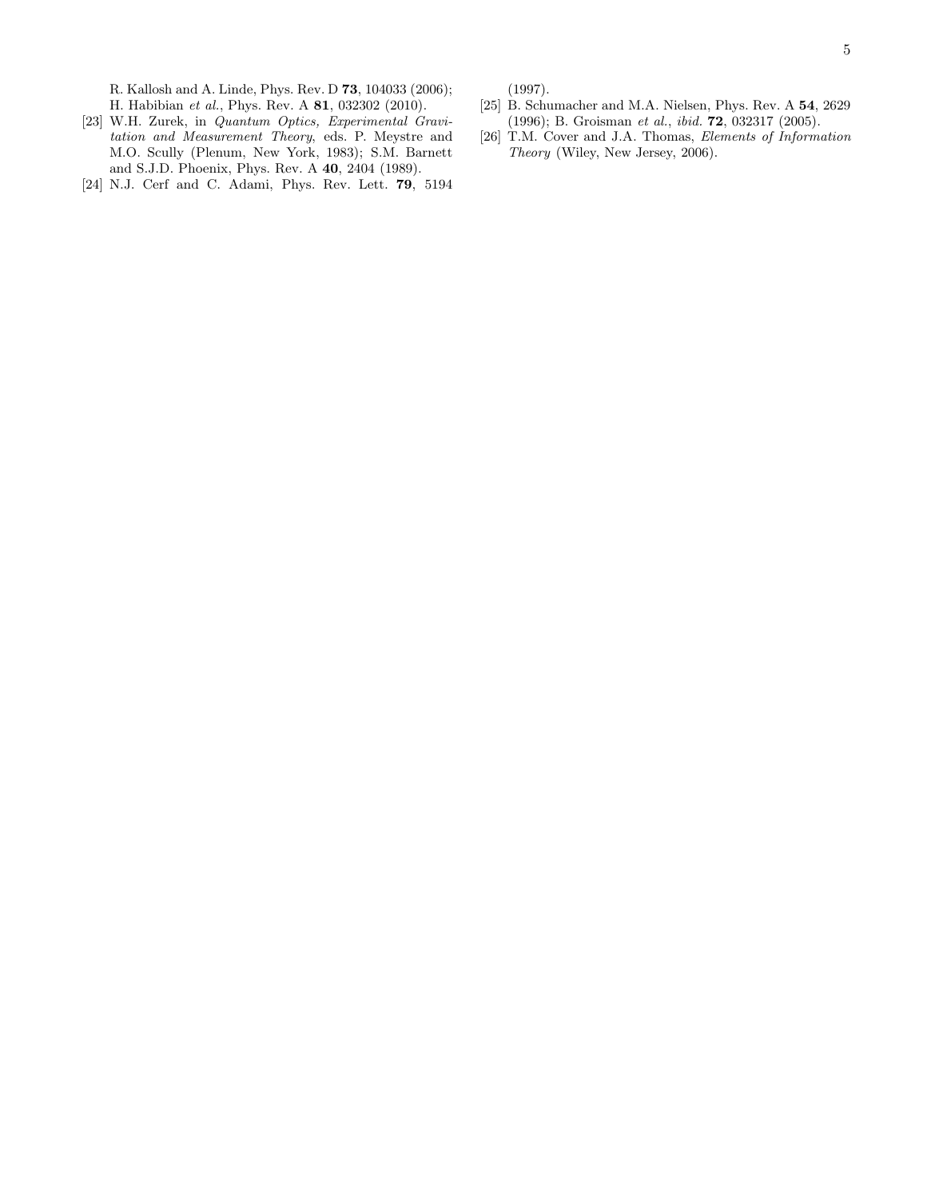R. Kallosh and A. Linde, Phys. Rev. D **73**, 104033 (2006); H. Habibian *et al.*, Phys. Rev. A **81**, 032302 (2010).

[23] W.H. Zurek, in *Quantum Optics, Experimental Gravitation and Measurement Theory*, eds. P. Meystre and M.O. Scully (Plenum, New York, 1983); S.M. Barnett and S.J.D. Phoenix, Phys. Rev. A **40**, 2404 (1989).

[24] N.J. Cerf and C. Adami, Phys. Rev. Lett. **79**, 5194 (1997).

[25] B. Schumacher and M.A. Nielsen, Phys. Rev. A **54**, 2629 (1996); B. Groisman *et al.*, *ibid.* **72**, 032317 (2005).

[26] T.M. Cover and J.A. Thomas, *Elements of Information Theory* (Wiley, New Jersey, 2006).